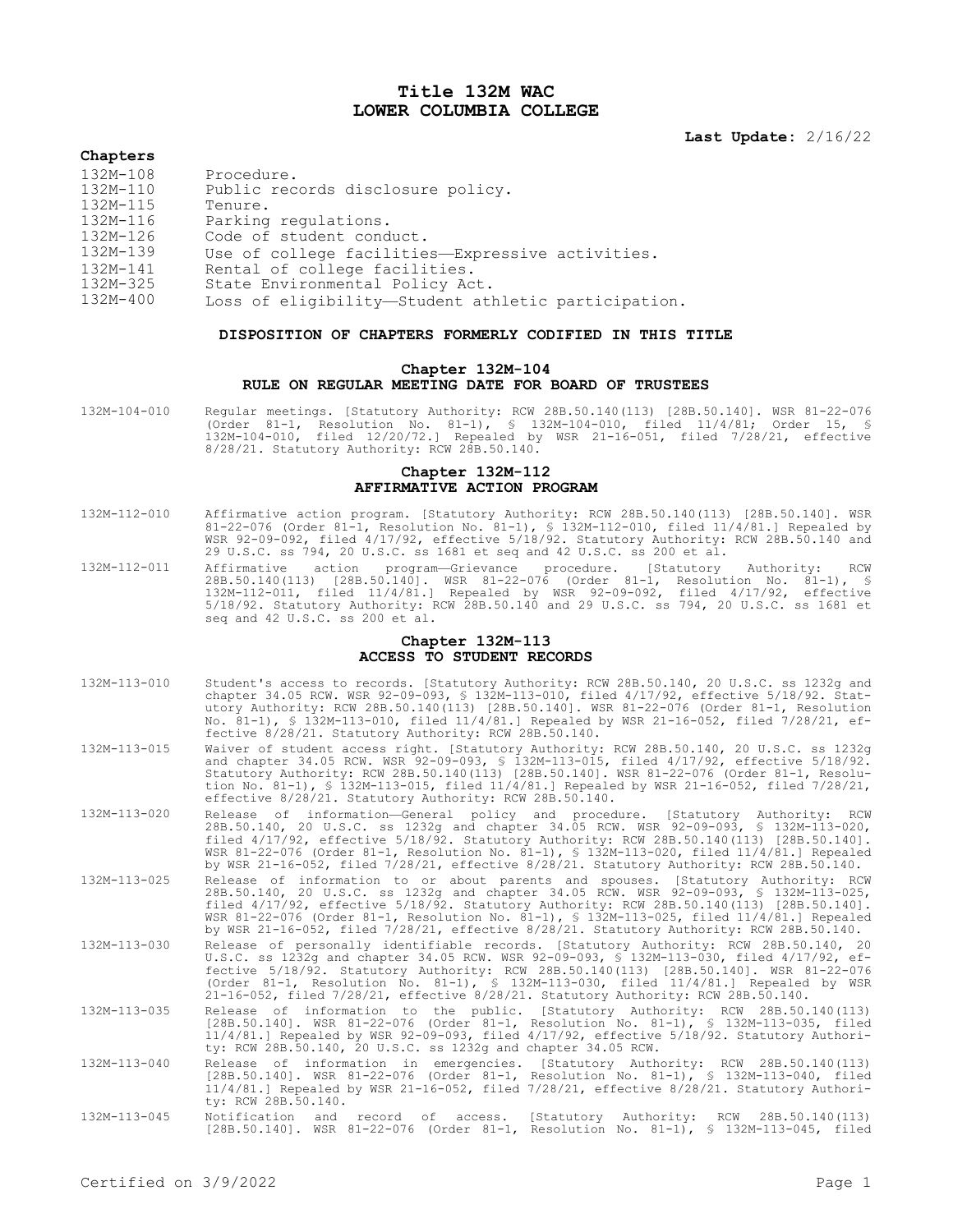# Title 132M WAC
# LOWER COLUMBIA COLLEGE

**Last Update:** 2/16/22

### Chapters

132M-108 Procedure.
132M-110 Public records disclosure policy.
132M-115 Tenure.
132M-116 Parking regulations.
132M-126 Code of student conduct.
132M-139 Use of college facilities—Expressive activities.
132M-141 Rental of college facilities.
132M-325 State Environmental Policy Act.
132M-400 Loss of eligibility—Student athletic participation.

## DISPOSITION OF CHAPTERS FORMERLY CODIFIED IN THIS TITLE

### Chapter 132M-104
### RULE ON REGULAR MEETING DATE FOR BOARD OF TRUSTEES

132M-104-010 Regular meetings. [Statutory Authority: RCW 28B.50.140(113) [28B.50.140]. WSR 81-22-076 (Order 81-1, Resolution No. 81-1), § 132M-104-010, filed 11/4/81; Order 15, § 132M-104-010, filed 12/20/72.] Repealed by WSR 21-16-051, filed 7/28/21, effective 8/28/21. Statutory Authority: RCW 28B.50.140.

### Chapter 132M-112
### AFFIRMATIVE ACTION PROGRAM

132M-112-010 Affirmative action program. [Statutory Authority: RCW 28B.50.140(113) [28B.50.140]. WSR 81-22-076 (Order 81-1, Resolution No. 81-1), § 132M-112-010, filed 11/4/81.] Repealed by WSR 92-09-092, filed 4/17/92, effective 5/18/92. Statutory Authority: RCW 28B.50.140 and 29 U.S.C. ss 794, 20 U.S.C. ss 1681 et seq and 42 U.S.C. ss 200 et al.

132M-112-011 Affirmative action program—Grievance procedure. [Statutory Authority: RCW 28B.50.140(113) [28B.50.140]. WSR 81-22-076 (Order 81-1, Resolution No. 81-1), § 132M-112-011, filed 11/4/81.] Repealed by WSR 92-09-092, filed 4/17/92, effective 5/18/92. Statutory Authority: RCW 28B.50.140 and 29 U.S.C. ss 794, 20 U.S.C. ss 1681 et seq and 42 U.S.C. ss 200 et al.

### Chapter 132M-113
### ACCESS TO STUDENT RECORDS

132M-113-010 Student's access to records. [Statutory Authority: RCW 28B.50.140, 20 U.S.C. ss 1232g and chapter 34.05 RCW. WSR 92-09-093, § 132M-113-010, filed 4/17/92, effective 5/18/92. Statutory Authority: RCW 28B.50.140(113) [28B.50.140]. WSR 81-22-076 (Order 81-1, Resolution No. 81-1), § 132M-113-010, filed 11/4/81.] Repealed by WSR 21-16-052, filed 7/28/21, effective 8/28/21. Statutory Authority: RCW 28B.50.140.

132M-113-015 Waiver of student access right. [Statutory Authority: RCW 28B.50.140, 20 U.S.C. ss 1232g and chapter 34.05 RCW. WSR 92-09-093, § 132M-113-015, filed 4/17/92, effective 5/18/92. Statutory Authority: RCW 28B.50.140(113) [28B.50.140]. WSR 81-22-076 (Order 81-1, Resolution No. 81-1), § 132M-113-015, filed 11/4/81.] Repealed by WSR 21-16-052, filed 7/28/21, effective 8/28/21. Statutory Authority: RCW 28B.50.140.

132M-113-020 Release of information—General policy and procedure. [Statutory Authority: RCW 28B.50.140, 20 U.S.C. ss 1232g and chapter 34.05 RCW. WSR 92-09-093, § 132M-113-020, filed 4/17/92, effective 5/18/92. Statutory Authority: RCW 28B.50.140(113) [28B.50.140]. WSR 81-22-076 (Order 81-1, Resolution No. 81-1), § 132M-113-020, filed 11/4/81.] Repealed by WSR 21-16-052, filed 7/28/21, effective 8/28/21. Statutory Authority: RCW 28B.50.140.

132M-113-025 Release of information to or about parents and spouses. [Statutory Authority: RCW 28B.50.140, 20 U.S.C. ss 1232g and chapter 34.05 RCW. WSR 92-09-093, § 132M-113-025, filed 4/17/92, effective 5/18/92. Statutory Authority: RCW 28B.50.140(113) [28B.50.140]. WSR 81-22-076 (Order 81-1, Resolution No. 81-1), § 132M-113-025, filed 11/4/81.] Repealed by WSR 21-16-052, filed 7/28/21, effective 8/28/21. Statutory Authority: RCW 28B.50.140.

132M-113-030 Release of personally identifiable records. [Statutory Authority: RCW 28B.50.140, 20 U.S.C. ss 1232g and chapter 34.05 RCW. WSR 92-09-093, § 132M-113-030, filed 4/17/92, effective 5/18/92. Statutory Authority: RCW 28B.50.140(113) [28B.50.140]. WSR 81-22-076 (Order 81-1, Resolution No. 81-1), § 132M-113-030, filed 11/4/81.] Repealed by WSR 21-16-052, filed 7/28/21, effective 8/28/21. Statutory Authority: RCW 28B.50.140.

132M-113-035 Release of information to the public. [Statutory Authority: RCW 28B.50.140(113) [28B.50.140]. WSR 81-22-076 (Order 81-1, Resolution No. 81-1), § 132M-113-035, filed 11/4/81.] Repealed by WSR 92-09-093, filed 4/17/92, effective 5/18/92. Statutory Authority: RCW 28B.50.140, 20 U.S.C. ss 1232g and chapter 34.05 RCW.

132M-113-040 Release of information in emergencies. [Statutory Authority: RCW 28B.50.140(113) [28B.50.140]. WSR 81-22-076 (Order 81-1, Resolution No. 81-1), § 132M-113-040, filed 11/4/81.] Repealed by WSR 21-16-052, filed 7/28/21, effective 8/28/21. Statutory Authority: RCW 28B.50.140.

132M-113-045 Notification and record of access. [Statutory Authority: RCW 28B.50.140(113) [28B.50.140]. WSR 81-22-076 (Order 81-1, Resolution No. 81-1), § 132M-113-045, filed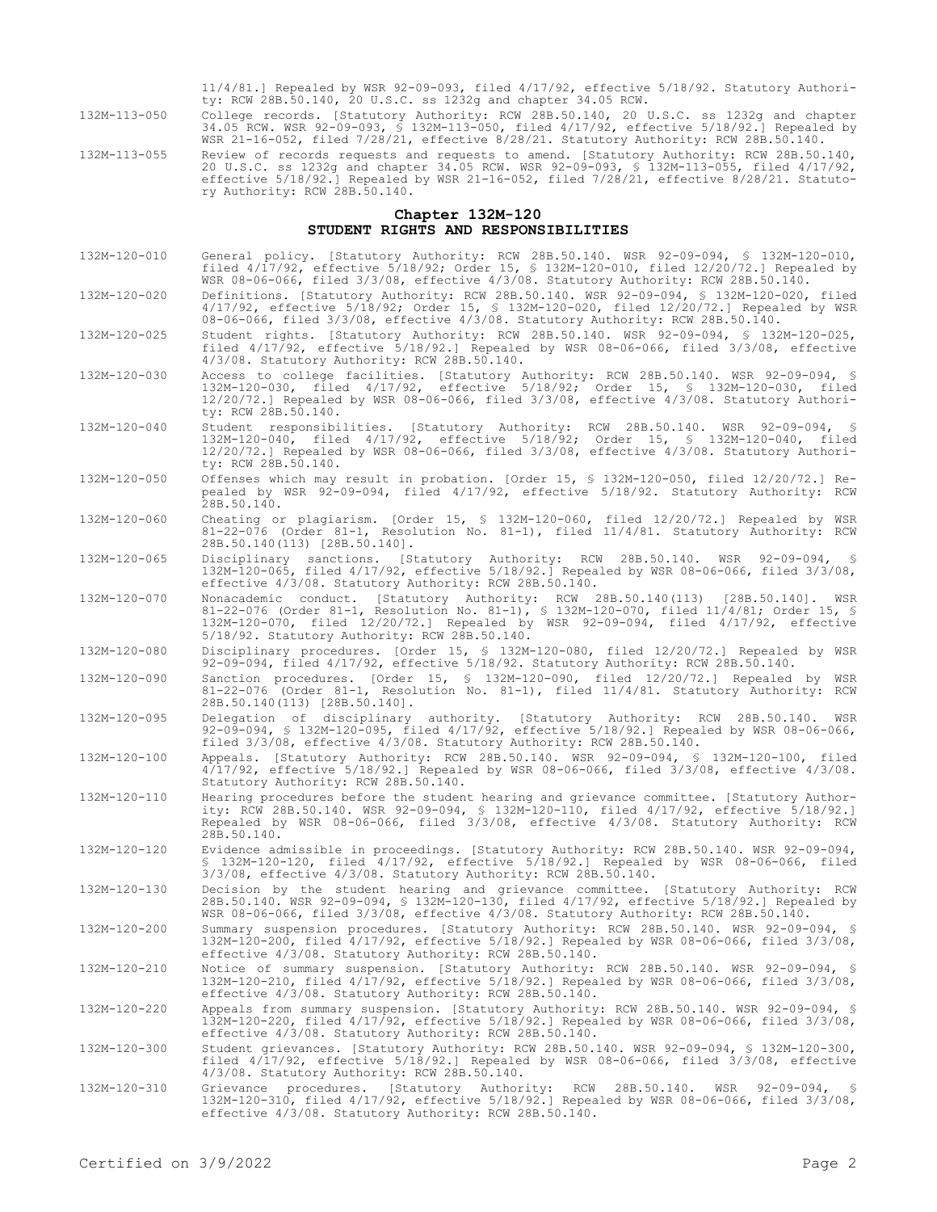11/4/81.] Repealed by WSR 92-09-093, filed 4/17/92, effective 5/18/92. Statutory Authority: RCW 28B.50.140, 20 U.S.C. ss 1232g and chapter 34.05 RCW.

132M-113-050 College records. [Statutory Authority: RCW 28B.50.140, 20 U.S.C. ss 1232g and chapter 34.05 RCW. WSR 92-09-093, § 132M-113-050, filed 4/17/92, effective 5/18/92.] Repealed by WSR 21-16-052, filed 7/28/21, effective 8/28/21. Statutory Authority: RCW 28B.50.140.

132M-113-055 Review of records requests and requests to amend. [Statutory Authority: RCW 28B.50.140, 20 U.S.C. ss 1232g and chapter 34.05 RCW. WSR 92-09-093, § 132M-113-055, filed 4/17/92, effective 5/18/92.] Repealed by WSR 21-16-052, filed 7/28/21, effective 8/28/21. Statutory Authority: RCW 28B.50.140.

## Chapter 132M-120
## STUDENT RIGHTS AND RESPONSIBILITIES

132M-120-010 General policy. [Statutory Authority: RCW 28B.50.140. WSR 92-09-094, § 132M-120-010, filed 4/17/92, effective 5/18/92; Order 15, § 132M-120-010, filed 12/20/72.] Repealed by WSR 08-06-066, filed 3/3/08, effective 4/3/08. Statutory Authority: RCW 28B.50.140.

132M-120-020 Definitions. [Statutory Authority: RCW 28B.50.140. WSR 92-09-094, § 132M-120-020, filed 4/17/92, effective 5/18/92; Order 15, § 132M-120-020, filed 12/20/72.] Repealed by WSR 08-06-066, filed 3/3/08, effective 4/3/08. Statutory Authority: RCW 28B.50.140.

132M-120-025 Student rights. [Statutory Authority: RCW 28B.50.140. WSR 92-09-094, § 132M-120-025, filed 4/17/92, effective 5/18/92.] Repealed by WSR 08-06-066, filed 3/3/08, effective 4/3/08. Statutory Authority: RCW 28B.50.140.

132M-120-030 Access to college facilities. [Statutory Authority: RCW 28B.50.140. WSR 92-09-094, § 132M-120-030, filed 4/17/92, effective 5/18/92; Order 15, § 132M-120-030, filed 12/20/72.] Repealed by WSR 08-06-066, filed 3/3/08, effective 4/3/08. Statutory Authority: RCW 28B.50.140.

132M-120-040 Student responsibilities. [Statutory Authority: RCW 28B.50.140. WSR 92-09-094, § 132M-120-040, filed 4/17/92, effective 5/18/92; Order 15, § 132M-120-040, filed 12/20/72.] Repealed by WSR 08-06-066, filed 3/3/08, effective 4/3/08. Statutory Authority: RCW 28B.50.140.

132M-120-050 Offenses which may result in probation. [Order 15, § 132M-120-050, filed 12/20/72.] Repealed by WSR 92-09-094, filed 4/17/92, effective 5/18/92. Statutory Authority: RCW 28B.50.140.

132M-120-060 Cheating or plagiarism. [Order 15, § 132M-120-060, filed 12/20/72.] Repealed by WSR 81-22-076 (Order 81-1, Resolution No. 81-1), filed 11/4/81. Statutory Authority: RCW 28B.50.140(113) [28B.50.140].

132M-120-065 Disciplinary sanctions. [Statutory Authority: RCW 28B.50.140. WSR 92-09-094, § 132M-120-065, filed 4/17/92, effective 5/18/92.] Repealed by WSR 08-06-066, filed 3/3/08, effective 4/3/08. Statutory Authority: RCW 28B.50.140.

132M-120-070 Nonacademic conduct. [Statutory Authority: RCW 28B.50.140(113) [28B.50.140]. WSR 81-22-076 (Order 81-1, Resolution No. 81-1), § 132M-120-070, filed 11/4/81; Order 15, § 132M-120-070, filed 12/20/72.] Repealed by WSR 92-09-094, filed 4/17/92, effective 5/18/92. Statutory Authority: RCW 28B.50.140.

132M-120-080 Disciplinary procedures. [Order 15, § 132M-120-080, filed 12/20/72.] Repealed by WSR 92-09-094, filed 4/17/92, effective 5/18/92. Statutory Authority: RCW 28B.50.140.

132M-120-090 Sanction procedures. [Order 15, § 132M-120-090, filed 12/20/72.] Repealed by WSR 81-22-076 (Order 81-1, Resolution No. 81-1), filed 11/4/81. Statutory Authority: RCW 28B.50.140(113) [28B.50.140].

132M-120-095 Delegation of disciplinary authority. [Statutory Authority: RCW 28B.50.140. WSR 92-09-094, § 132M-120-095, filed 4/17/92, effective 5/18/92.] Repealed by WSR 08-06-066, filed 3/3/08, effective 4/3/08. Statutory Authority: RCW 28B.50.140.

132M-120-100 Appeals. [Statutory Authority: RCW 28B.50.140. WSR 92-09-094, § 132M-120-100, filed 4/17/92, effective 5/18/92.] Repealed by WSR 08-06-066, filed 3/3/08, effective 4/3/08. Statutory Authority: RCW 28B.50.140.

132M-120-110 Hearing procedures before the student hearing and grievance committee. [Statutory Authority: RCW 28B.50.140. WSR 92-09-094, § 132M-120-110, filed 4/17/92, effective 5/18/92.] Repealed by WSR 08-06-066, filed 3/3/08, effective 4/3/08. Statutory Authority: RCW 28B.50.140.

132M-120-120 Evidence admissible in proceedings. [Statutory Authority: RCW 28B.50.140. WSR 92-09-094, § 132M-120-120, filed 4/17/92, effective 5/18/92.] Repealed by WSR 08-06-066, filed 3/3/08, effective 4/3/08. Statutory Authority: RCW 28B.50.140.

132M-120-130 Decision by the student hearing and grievance committee. [Statutory Authority: RCW 28B.50.140. WSR 92-09-094, § 132M-120-130, filed 4/17/92, effective 5/18/92.] Repealed by WSR 08-06-066, filed 3/3/08, effective 4/3/08. Statutory Authority: RCW 28B.50.140.

132M-120-200 Summary suspension procedures. [Statutory Authority: RCW 28B.50.140. WSR 92-09-094, § 132M-120-200, filed 4/17/92, effective 5/18/92.] Repealed by WSR 08-06-066, filed 3/3/08, effective 4/3/08. Statutory Authority: RCW 28B.50.140.

132M-120-210 Notice of summary suspension. [Statutory Authority: RCW 28B.50.140. WSR 92-09-094, § 132M-120-210, filed 4/17/92, effective 5/18/92.] Repealed by WSR 08-06-066, filed 3/3/08, effective 4/3/08. Statutory Authority: RCW 28B.50.140.

132M-120-220 Appeals from summary suspension. [Statutory Authority: RCW 28B.50.140. WSR 92-09-094, § 132M-120-220, filed 4/17/92, effective 5/18/92.] Repealed by WSR 08-06-066, filed 3/3/08, effective 4/3/08. Statutory Authority: RCW 28B.50.140.

132M-120-300 Student grievances. [Statutory Authority: RCW 28B.50.140. WSR 92-09-094, § 132M-120-300, filed 4/17/92, effective 5/18/92.] Repealed by WSR 08-06-066, filed 3/3/08, effective 4/3/08. Statutory Authority: RCW 28B.50.140.

132M-120-310 Grievance procedures. [Statutory Authority: RCW 28B.50.140. WSR 92-09-094, § 132M-120-310, filed 4/17/92, effective 5/18/92.] Repealed by WSR 08-06-066, filed 3/3/08, effective 4/3/08. Statutory Authority: RCW 28B.50.140.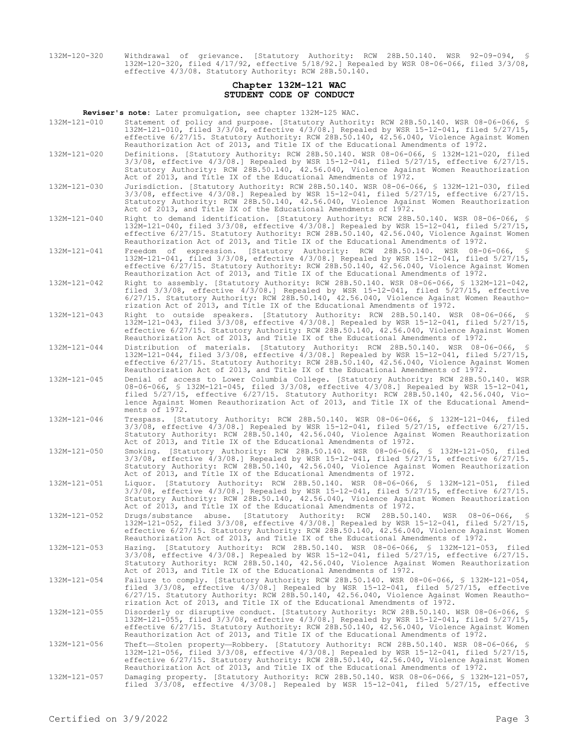132M-120-320 Withdrawal of grievance. [Statutory Authority: RCW 28B.50.140. WSR 92-09-094, § 132M-120-320, filed 4/17/92, effective 5/18/92.] Repealed by WSR 08-06-066, filed 3/3/08, effective 4/3/08. Statutory Authority: RCW 28B.50.140.

## Chapter 132M-121 WAC
## STUDENT CODE OF CONDUCT

**Reviser's note:** Later promulgation, see chapter 132M-125 WAC.

132M-121-010 Statement of policy and purpose. [Statutory Authority: RCW 28B.50.140. WSR 08-06-066, § 132M-121-010, filed 3/3/08, effective 4/3/08.] Repealed by WSR 15-12-041, filed 5/27/15, effective 6/27/15. Statutory Authority: RCW 28B.50.140, 42.56.040, Violence Against Women Reauthorization Act of 2013, and Title IX of the Educational Amendments of 1972.

132M-121-020 Definitions. [Statutory Authority: RCW 28B.50.140. WSR 08-06-066, § 132M-121-020, filed 3/3/08, effective 4/3/08.] Repealed by WSR 15-12-041, filed 5/27/15, effective 6/27/15. Statutory Authority: RCW 28B.50.140, 42.56.040, Violence Against Women Reauthorization Act of 2013, and Title IX of the Educational Amendments of 1972.

132M-121-030 Jurisdiction. [Statutory Authority: RCW 28B.50.140. WSR 08-06-066, § 132M-121-030, filed 3/3/08, effective 4/3/08.] Repealed by WSR 15-12-041, filed 5/27/15, effective 6/27/15. Statutory Authority: RCW 28B.50.140, 42.56.040, Violence Against Women Reauthorization Act of 2013, and Title IX of the Educational Amendments of 1972.

132M-121-040 Right to demand identification. [Statutory Authority: RCW 28B.50.140. WSR 08-06-066, § 132M-121-040, filed 3/3/08, effective 4/3/08.] Repealed by WSR 15-12-041, filed 5/27/15, effective 6/27/15. Statutory Authority: RCW 28B.50.140, 42.56.040, Violence Against Women Reauthorization Act of 2013, and Title IX of the Educational Amendments of 1972.

132M-121-041 Freedom of expression. [Statutory Authority: RCW 28B.50.140. WSR 08-06-066, § 132M-121-041, filed 3/3/08, effective 4/3/08.] Repealed by WSR 15-12-041, filed 5/27/15, effective 6/27/15. Statutory Authority: RCW 28B.50.140, 42.56.040, Violence Against Women Reauthorization Act of 2013, and Title IX of the Educational Amendments of 1972.

132M-121-042 Right to assembly. [Statutory Authority: RCW 28B.50.140. WSR 08-06-066, § 132M-121-042, filed 3/3/08, effective 4/3/08.] Repealed by WSR 15-12-041, filed 5/27/15, effective 6/27/15. Statutory Authority: RCW 28B.50.140, 42.56.040, Violence Against Women Reauthorization Act of 2013, and Title IX of the Educational Amendments of 1972.

132M-121-043 Right to outside speakers. [Statutory Authority: RCW 28B.50.140. WSR 08-06-066, § 132M-121-043, filed 3/3/08, effective 4/3/08.] Repealed by WSR 15-12-041, filed 5/27/15, effective 6/27/15. Statutory Authority: RCW 28B.50.140, 42.56.040, Violence Against Women Reauthorization Act of 2013, and Title IX of the Educational Amendments of 1972.

132M-121-044 Distribution of materials. [Statutory Authority: RCW 28B.50.140. WSR 08-06-066, § 132M-121-044, filed 3/3/08, effective 4/3/08.] Repealed by WSR 15-12-041, filed 5/27/15, effective 6/27/15. Statutory Authority: RCW 28B.50.140, 42.56.040, Violence Against Women Reauthorization Act of 2013, and Title IX of the Educational Amendments of 1972.

132M-121-045 Denial of access to Lower Columbia College. [Statutory Authority: RCW 28B.50.140. WSR 08-06-066, § 132M-121-045, filed 3/3/08, effective 4/3/08.] Repealed by WSR 15-12-041, filed 5/27/15, effective 6/27/15. Statutory Authority: RCW 28B.50.140, 42.56.040, Violence Against Women Reauthorization Act of 2013, and Title IX of the Educational Amendments of 1972.

132M-121-046 Trespass. [Statutory Authority: RCW 28B.50.140. WSR 08-06-066, § 132M-121-046, filed 3/3/08, effective 4/3/08.] Repealed by WSR 15-12-041, filed 5/27/15, effective 6/27/15. Statutory Authority: RCW 28B.50.140, 42.56.040, Violence Against Women Reauthorization Act of 2013, and Title IX of the Educational Amendments of 1972.

132M-121-050 Smoking. [Statutory Authority: RCW 28B.50.140. WSR 08-06-066, § 132M-121-050, filed 3/3/08, effective 4/3/08.] Repealed by WSR 15-12-041, filed 5/27/15, effective 6/27/15. Statutory Authority: RCW 28B.50.140, 42.56.040, Violence Against Women Reauthorization Act of 2013, and Title IX of the Educational Amendments of 1972.

132M-121-051 Liquor. [Statutory Authority: RCW 28B.50.140. WSR 08-06-066, § 132M-121-051, filed 3/3/08, effective 4/3/08.] Repealed by WSR 15-12-041, filed 5/27/15, effective 6/27/15. Statutory Authority: RCW 28B.50.140, 42.56.040, Violence Against Women Reauthorization Act of 2013, and Title IX of the Educational Amendments of 1972.

132M-121-052 Drugs/substance abuse. [Statutory Authority: RCW 28B.50.140. WSR 08-06-066, § 132M-121-052, filed 3/3/08, effective 4/3/08.] Repealed by WSR 15-12-041, filed 5/27/15, effective 6/27/15. Statutory Authority: RCW 28B.50.140, 42.56.040, Violence Against Women Reauthorization Act of 2013, and Title IX of the Educational Amendments of 1972.

132M-121-053 Hazing. [Statutory Authority: RCW 28B.50.140. WSR 08-06-066, § 132M-121-053, filed 3/3/08, effective 4/3/08.] Repealed by WSR 15-12-041, filed 5/27/15, effective 6/27/15. Statutory Authority: RCW 28B.50.140, 42.56.040, Violence Against Women Reauthorization Act of 2013, and Title IX of the Educational Amendments of 1972.

132M-121-054 Failure to comply. [Statutory Authority: RCW 28B.50.140. WSR 08-06-066, § 132M-121-054, filed 3/3/08, effective 4/3/08.] Repealed by WSR 15-12-041, filed 5/27/15, effective 6/27/15. Statutory Authority: RCW 28B.50.140, 42.56.040, Violence Against Women Reauthorization Act of 2013, and Title IX of the Educational Amendments of 1972.

132M-121-055 Disorderly or disruptive conduct. [Statutory Authority: RCW 28B.50.140. WSR 08-06-066, § 132M-121-055, filed 3/3/08, effective 4/3/08.] Repealed by WSR 15-12-041, filed 5/27/15, effective 6/27/15. Statutory Authority: RCW 28B.50.140, 42.56.040, Violence Against Women Reauthorization Act of 2013, and Title IX of the Educational Amendments of 1972.

132M-121-056 Theft—Stolen property—Robbery. [Statutory Authority: RCW 28B.50.140. WSR 08-06-066, § 132M-121-056, filed 3/3/08, effective 4/3/08.] Repealed by WSR 15-12-041, filed 5/27/15, effective 6/27/15. Statutory Authority: RCW 28B.50.140, 42.56.040, Violence Against Women Reauthorization Act of 2013, and Title IX of the Educational Amendments of 1972.

132M-121-057 Damaging property. [Statutory Authority: RCW 28B.50.140. WSR 08-06-066, § 132M-121-057, filed 3/3/08, effective 4/3/08.] Repealed by WSR 15-12-041, filed 5/27/15, effective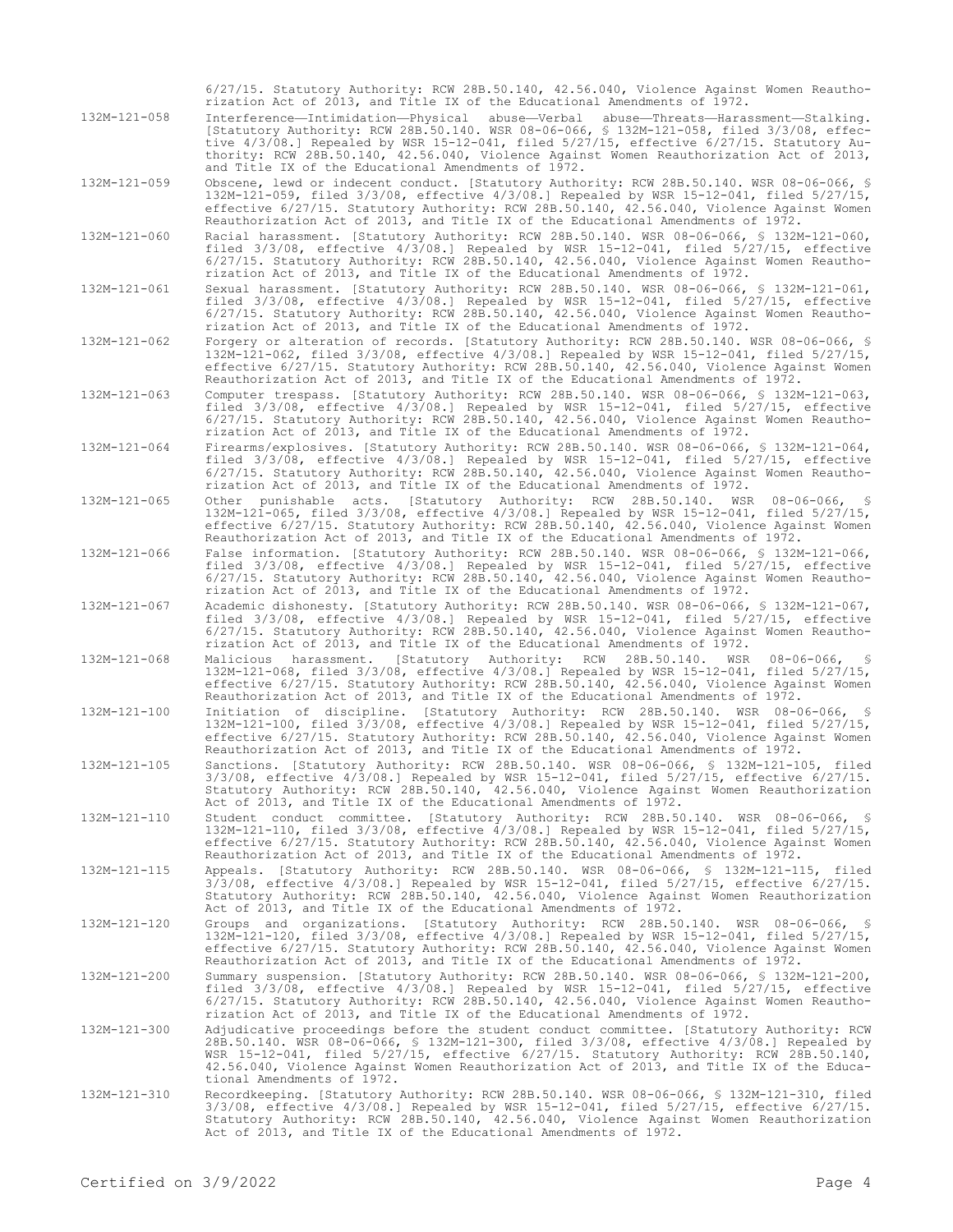6/27/15. Statutory Authority: RCW 28B.50.140, 42.56.040, Violence Against Women Reauthorization Act of 2013, and Title IX of the Educational Amendments of 1972.

132M-121-058 Interference—Intimidation—Physical abuse—Verbal abuse—Threats—Harassment—Stalking. [Statutory Authority: RCW 28B.50.140. WSR 08-06-066, § 132M-121-058, filed 3/3/08, effective 4/3/08.] Repealed by WSR 15-12-041, filed 5/27/15, effective 6/27/15. Statutory Authority: RCW 28B.50.140, 42.56.040, Violence Against Women Reauthorization Act of 2013, and Title IX of the Educational Amendments of 1972.

132M-121-059 Obscene, lewd or indecent conduct. [Statutory Authority: RCW 28B.50.140. WSR 08-06-066, § 132M-121-059, filed 3/3/08, effective 4/3/08.] Repealed by WSR 15-12-041, filed 5/27/15, effective 6/27/15. Statutory Authority: RCW 28B.50.140, 42.56.040, Violence Against Women Reauthorization Act of 2013, and Title IX of the Educational Amendments of 1972.

132M-121-060 Racial harassment. [Statutory Authority: RCW 28B.50.140. WSR 08-06-066, § 132M-121-060, filed 3/3/08, effective 4/3/08.] Repealed by WSR 15-12-041, filed 5/27/15, effective 6/27/15. Statutory Authority: RCW 28B.50.140, 42.56.040, Violence Against Women Reauthorization Act of 2013, and Title IX of the Educational Amendments of 1972.

132M-121-061 Sexual harassment. [Statutory Authority: RCW 28B.50.140. WSR 08-06-066, § 132M-121-061, filed 3/3/08, effective 4/3/08.] Repealed by WSR 15-12-041, filed 5/27/15, effective 6/27/15. Statutory Authority: RCW 28B.50.140, 42.56.040, Violence Against Women Reauthorization Act of 2013, and Title IX of the Educational Amendments of 1972.

132M-121-062 Forgery or alteration of records. [Statutory Authority: RCW 28B.50.140. WSR 08-06-066, § 132M-121-062, filed 3/3/08, effective 4/3/08.] Repealed by WSR 15-12-041, filed 5/27/15, effective 6/27/15. Statutory Authority: RCW 28B.50.140, 42.56.040, Violence Against Women Reauthorization Act of 2013, and Title IX of the Educational Amendments of 1972.

132M-121-063 Computer trespass. [Statutory Authority: RCW 28B.50.140. WSR 08-06-066, § 132M-121-063, filed 3/3/08, effective 4/3/08.] Repealed by WSR 15-12-041, filed 5/27/15, effective 6/27/15. Statutory Authority: RCW 28B.50.140, 42.56.040, Violence Against Women Reauthorization Act of 2013, and Title IX of the Educational Amendments of 1972.

132M-121-064 Firearms/explosives. [Statutory Authority: RCW 28B.50.140. WSR 08-06-066, § 132M-121-064, filed 3/3/08, effective 4/3/08.] Repealed by WSR 15-12-041, filed 5/27/15, effective 6/27/15. Statutory Authority: RCW 28B.50.140, 42.56.040, Violence Against Women Reauthorization Act of 2013, and Title IX of the Educational Amendments of 1972.

132M-121-065 Other punishable acts. [Statutory Authority: RCW 28B.50.140. WSR 08-06-066, § 132M-121-065, filed 3/3/08, effective 4/3/08.] Repealed by WSR 15-12-041, filed 5/27/15, effective 6/27/15. Statutory Authority: RCW 28B.50.140, 42.56.040, Violence Against Women Reauthorization Act of 2013, and Title IX of the Educational Amendments of 1972.

132M-121-066 False information. [Statutory Authority: RCW 28B.50.140. WSR 08-06-066, § 132M-121-066, filed 3/3/08, effective 4/3/08.] Repealed by WSR 15-12-041, filed 5/27/15, effective 6/27/15. Statutory Authority: RCW 28B.50.140, 42.56.040, Violence Against Women Reauthorization Act of 2013, and Title IX of the Educational Amendments of 1972.

132M-121-067 Academic dishonesty. [Statutory Authority: RCW 28B.50.140. WSR 08-06-066, § 132M-121-067, filed 3/3/08, effective 4/3/08.] Repealed by WSR 15-12-041, filed 5/27/15, effective 6/27/15. Statutory Authority: RCW 28B.50.140, 42.56.040, Violence Against Women Reauthorization Act of 2013, and Title IX of the Educational Amendments of 1972.

132M-121-068 Malicious harassment. [Statutory Authority: RCW 28B.50.140. WSR 08-06-066, § 132M-121-068, filed 3/3/08, effective 4/3/08.] Repealed by WSR 15-12-041, filed 5/27/15, effective 6/27/15. Statutory Authority: RCW 28B.50.140, 42.56.040, Violence Against Women Reauthorization Act of 2013, and Title IX of the Educational Amendments of 1972.

132M-121-100 Initiation of discipline. [Statutory Authority: RCW 28B.50.140. WSR 08-06-066, § 132M-121-100, filed 3/3/08, effective 4/3/08.] Repealed by WSR 15-12-041, filed 5/27/15, effective 6/27/15. Statutory Authority: RCW 28B.50.140, 42.56.040, Violence Against Women Reauthorization Act of 2013, and Title IX of the Educational Amendments of 1972.

132M-121-105 Sanctions. [Statutory Authority: RCW 28B.50.140. WSR 08-06-066, § 132M-121-105, filed 3/3/08, effective 4/3/08.] Repealed by WSR 15-12-041, filed 5/27/15, effective 6/27/15. Statutory Authority: RCW 28B.50.140, 42.56.040, Violence Against Women Reauthorization Act of 2013, and Title IX of the Educational Amendments of 1972.

132M-121-110 Student conduct committee. [Statutory Authority: RCW 28B.50.140. WSR 08-06-066, § 132M-121-110, filed 3/3/08, effective 4/3/08.] Repealed by WSR 15-12-041, filed 5/27/15, effective 6/27/15. Statutory Authority: RCW 28B.50.140, 42.56.040, Violence Against Women Reauthorization Act of 2013, and Title IX of the Educational Amendments of 1972.

132M-121-115 Appeals. [Statutory Authority: RCW 28B.50.140. WSR 08-06-066, § 132M-121-115, filed 3/3/08, effective 4/3/08.] Repealed by WSR 15-12-041, filed 5/27/15, effective 6/27/15. Statutory Authority: RCW 28B.50.140, 42.56.040, Violence Against Women Reauthorization Act of 2013, and Title IX of the Educational Amendments of 1972.

132M-121-120 Groups and organizations. [Statutory Authority: RCW 28B.50.140. WSR 08-06-066, § 132M-121-120, filed 3/3/08, effective 4/3/08.] Repealed by WSR 15-12-041, filed 5/27/15, effective 6/27/15. Statutory Authority: RCW 28B.50.140, 42.56.040, Violence Against Women Reauthorization Act of 2013, and Title IX of the Educational Amendments of 1972.

132M-121-200 Summary suspension. [Statutory Authority: RCW 28B.50.140. WSR 08-06-066, § 132M-121-200, filed 3/3/08, effective 4/3/08.] Repealed by WSR 15-12-041, filed 5/27/15, effective 6/27/15. Statutory Authority: RCW 28B.50.140, 42.56.040, Violence Against Women Reauthorization Act of 2013, and Title IX of the Educational Amendments of 1972.

132M-121-300 Adjudicative proceedings before the student conduct committee. [Statutory Authority: RCW 28B.50.140. WSR 08-06-066, § 132M-121-300, filed 3/3/08, effective 4/3/08.] Repealed by WSR 15-12-041, filed 5/27/15, effective 6/27/15. Statutory Authority: RCW 28B.50.140, 42.56.040, Violence Against Women Reauthorization Act of 2013, and Title IX of the Educational Amendments of 1972.

132M-121-310 Recordkeeping. [Statutory Authority: RCW 28B.50.140. WSR 08-06-066, § 132M-121-310, filed 3/3/08, effective 4/3/08.] Repealed by WSR 15-12-041, filed 5/27/15, effective 6/27/15. Statutory Authority: RCW 28B.50.140, 42.56.040, Violence Against Women Reauthorization Act of 2013, and Title IX of the Educational Amendments of 1972.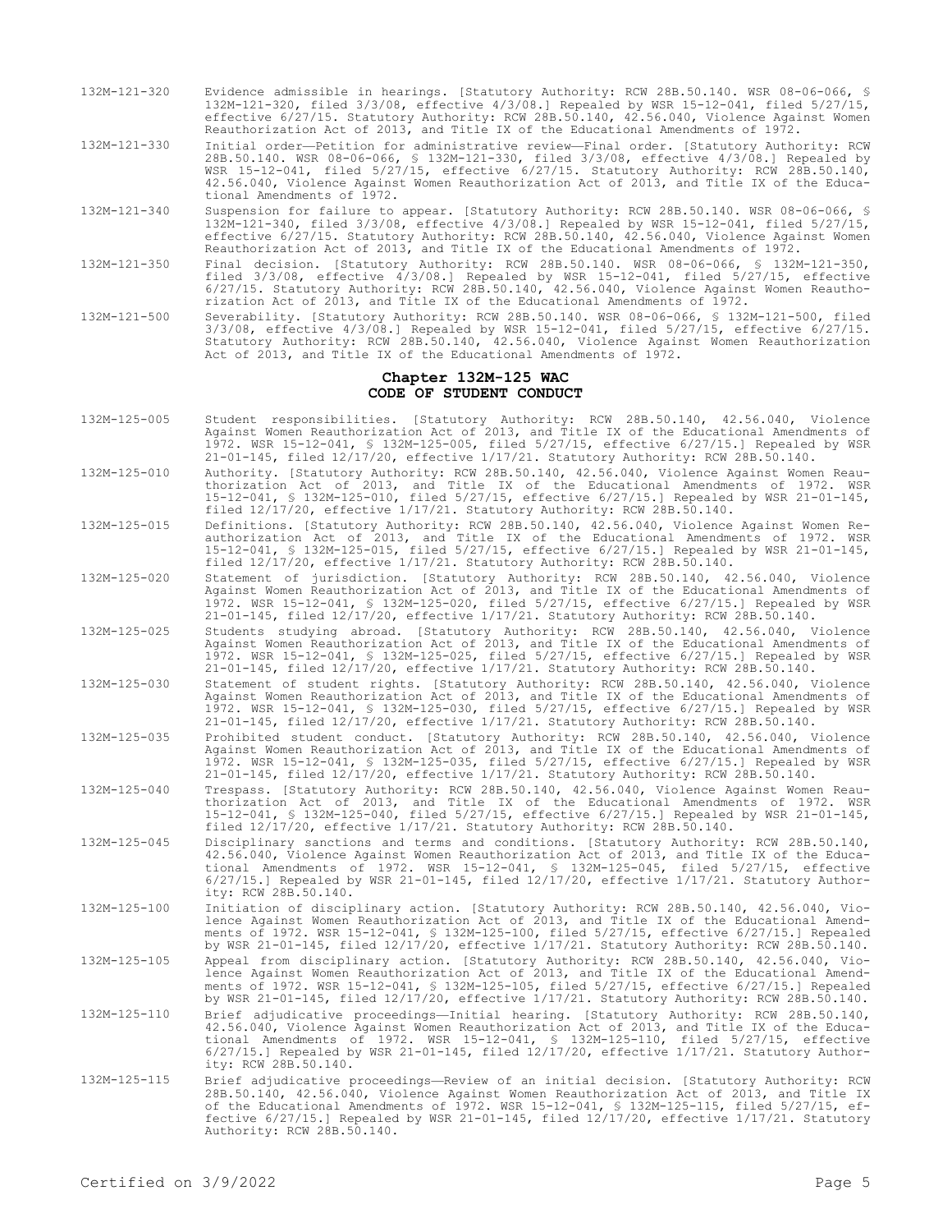132M-121-320 Evidence admissible in hearings. [Statutory Authority: RCW 28B.50.140. WSR 08-06-066, § 132M-121-320, filed 3/3/08, effective 4/3/08.] Repealed by WSR 15-12-041, filed 5/27/15, effective 6/27/15. Statutory Authority: RCW 28B.50.140, 42.56.040, Violence Against Women Reauthorization Act of 2013, and Title IX of the Educational Amendments of 1972.

132M-121-330 Initial order—Petition for administrative review—Final order. [Statutory Authority: RCW 28B.50.140. WSR 08-06-066, § 132M-121-330, filed 3/3/08, effective 4/3/08.] Repealed by WSR 15-12-041, filed 5/27/15, effective 6/27/15. Statutory Authority: RCW 28B.50.140, 42.56.040, Violence Against Women Reauthorization Act of 2013, and Title IX of the Educational Amendments of 1972.

132M-121-340 Suspension for failure to appear. [Statutory Authority: RCW 28B.50.140. WSR 08-06-066, § 132M-121-340, filed 3/3/08, effective 4/3/08.] Repealed by WSR 15-12-041, filed 5/27/15, effective 6/27/15. Statutory Authority: RCW 28B.50.140, 42.56.040, Violence Against Women Reauthorization Act of 2013, and Title IX of the Educational Amendments of 1972.

132M-121-350 Final decision. [Statutory Authority: RCW 28B.50.140. WSR 08-06-066, § 132M-121-350, filed 3/3/08, effective 4/3/08.] Repealed by WSR 15-12-041, filed 5/27/15, effective 6/27/15. Statutory Authority: RCW 28B.50.140, 42.56.040, Violence Against Women Reauthorization Act of 2013, and Title IX of the Educational Amendments of 1972.

132M-121-500 Severability. [Statutory Authority: RCW 28B.50.140. WSR 08-06-066, § 132M-121-500, filed 3/3/08, effective 4/3/08.] Repealed by WSR 15-12-041, filed 5/27/15, effective 6/27/15. Statutory Authority: RCW 28B.50.140, 42.56.040, Violence Against Women Reauthorization Act of 2013, and Title IX of the Educational Amendments of 1972.

## Chapter 132M-125 WAC
## CODE OF STUDENT CONDUCT

132M-125-005 Student responsibilities. [Statutory Authority: RCW 28B.50.140, 42.56.040, Violence Against Women Reauthorization Act of 2013, and Title IX of the Educational Amendments of 1972. WSR 15-12-041, § 132M-125-005, filed 5/27/15, effective 6/27/15.] Repealed by WSR 21-01-145, filed 12/17/20, effective 1/17/21. Statutory Authority: RCW 28B.50.140.

132M-125-010 Authority. [Statutory Authority: RCW 28B.50.140, 42.56.040, Violence Against Women Reauthorization Act of 2013, and Title IX of the Educational Amendments of 1972. WSR 15-12-041, § 132M-125-010, filed 5/27/15, effective 6/27/15.] Repealed by WSR 21-01-145, filed 12/17/20, effective 1/17/21. Statutory Authority: RCW 28B.50.140.

132M-125-015 Definitions. [Statutory Authority: RCW 28B.50.140, 42.56.040, Violence Against Women Reauthorization Act of 2013, and Title IX of the Educational Amendments of 1972. WSR 15-12-041, § 132M-125-015, filed 5/27/15, effective 6/27/15.] Repealed by WSR 21-01-145, filed 12/17/20, effective 1/17/21. Statutory Authority: RCW 28B.50.140.

132M-125-020 Statement of jurisdiction. [Statutory Authority: RCW 28B.50.140, 42.56.040, Violence Against Women Reauthorization Act of 2013, and Title IX of the Educational Amendments of 1972. WSR 15-12-041, § 132M-125-020, filed 5/27/15, effective 6/27/15.] Repealed by WSR 21-01-145, filed 12/17/20, effective 1/17/21. Statutory Authority: RCW 28B.50.140.

132M-125-025 Students studying abroad. [Statutory Authority: RCW 28B.50.140, 42.56.040, Violence Against Women Reauthorization Act of 2013, and Title IX of the Educational Amendments of 1972. WSR 15-12-041, § 132M-125-025, filed 5/27/15, effective 6/27/15.] Repealed by WSR 21-01-145, filed 12/17/20, effective 1/17/21. Statutory Authority: RCW 28B.50.140.

132M-125-030 Statement of student rights. [Statutory Authority: RCW 28B.50.140, 42.56.040, Violence Against Women Reauthorization Act of 2013, and Title IX of the Educational Amendments of 1972. WSR 15-12-041, § 132M-125-030, filed 5/27/15, effective 6/27/15.] Repealed by WSR 21-01-145, filed 12/17/20, effective 1/17/21. Statutory Authority: RCW 28B.50.140.

132M-125-035 Prohibited student conduct. [Statutory Authority: RCW 28B.50.140, 42.56.040, Violence Against Women Reauthorization Act of 2013, and Title IX of the Educational Amendments of 1972. WSR 15-12-041, § 132M-125-035, filed 5/27/15, effective 6/27/15.] Repealed by WSR 21-01-145, filed 12/17/20, effective 1/17/21. Statutory Authority: RCW 28B.50.140.

132M-125-040 Trespass. [Statutory Authority: RCW 28B.50.140, 42.56.040, Violence Against Women Reauthorization Act of 2013, and Title IX of the Educational Amendments of 1972. WSR 15-12-041, § 132M-125-040, filed 5/27/15, effective 6/27/15.] Repealed by WSR 21-01-145, filed 12/17/20, effective 1/17/21. Statutory Authority: RCW 28B.50.140.

132M-125-045 Disciplinary sanctions and terms and conditions. [Statutory Authority: RCW 28B.50.140, 42.56.040, Violence Against Women Reauthorization Act of 2013, and Title IX of the Educational Amendments of 1972. WSR 15-12-041, § 132M-125-045, filed 5/27/15, effective 6/27/15.] Repealed by WSR 21-01-145, filed 12/17/20, effective 1/17/21. Statutory Authority: RCW 28B.50.140.

132M-125-100 Initiation of disciplinary action. [Statutory Authority: RCW 28B.50.140, 42.56.040, Violence Against Women Reauthorization Act of 2013, and Title IX of the Educational Amendments of 1972. WSR 15-12-041, § 132M-125-100, filed 5/27/15, effective 6/27/15.] Repealed by WSR 21-01-145, filed 12/17/20, effective 1/17/21. Statutory Authority: RCW 28B.50.140.

132M-125-105 Appeal from disciplinary action. [Statutory Authority: RCW 28B.50.140, 42.56.040, Violence Against Women Reauthorization Act of 2013, and Title IX of the Educational Amendments of 1972. WSR 15-12-041, § 132M-125-105, filed 5/27/15, effective 6/27/15.] Repealed by WSR 21-01-145, filed 12/17/20, effective 1/17/21. Statutory Authority: RCW 28B.50.140.

132M-125-110 Brief adjudicative proceedings—Initial hearing. [Statutory Authority: RCW 28B.50.140, 42.56.040, Violence Against Women Reauthorization Act of 2013, and Title IX of the Educational Amendments of 1972. WSR 15-12-041, § 132M-125-110, filed 5/27/15, effective 6/27/15.] Repealed by WSR 21-01-145, filed 12/17/20, effective 1/17/21. Statutory Authority: RCW 28B.50.140.

132M-125-115 Brief adjudicative proceedings—Review of an initial decision. [Statutory Authority: RCW 28B.50.140, 42.56.040, Violence Against Women Reauthorization Act of 2013, and Title IX of the Educational Amendments of 1972. WSR 15-12-041, § 132M-125-115, filed 5/27/15, effective 6/27/15.] Repealed by WSR 21-01-145, filed 12/17/20, effective 1/17/21. Statutory Authority: RCW 28B.50.140.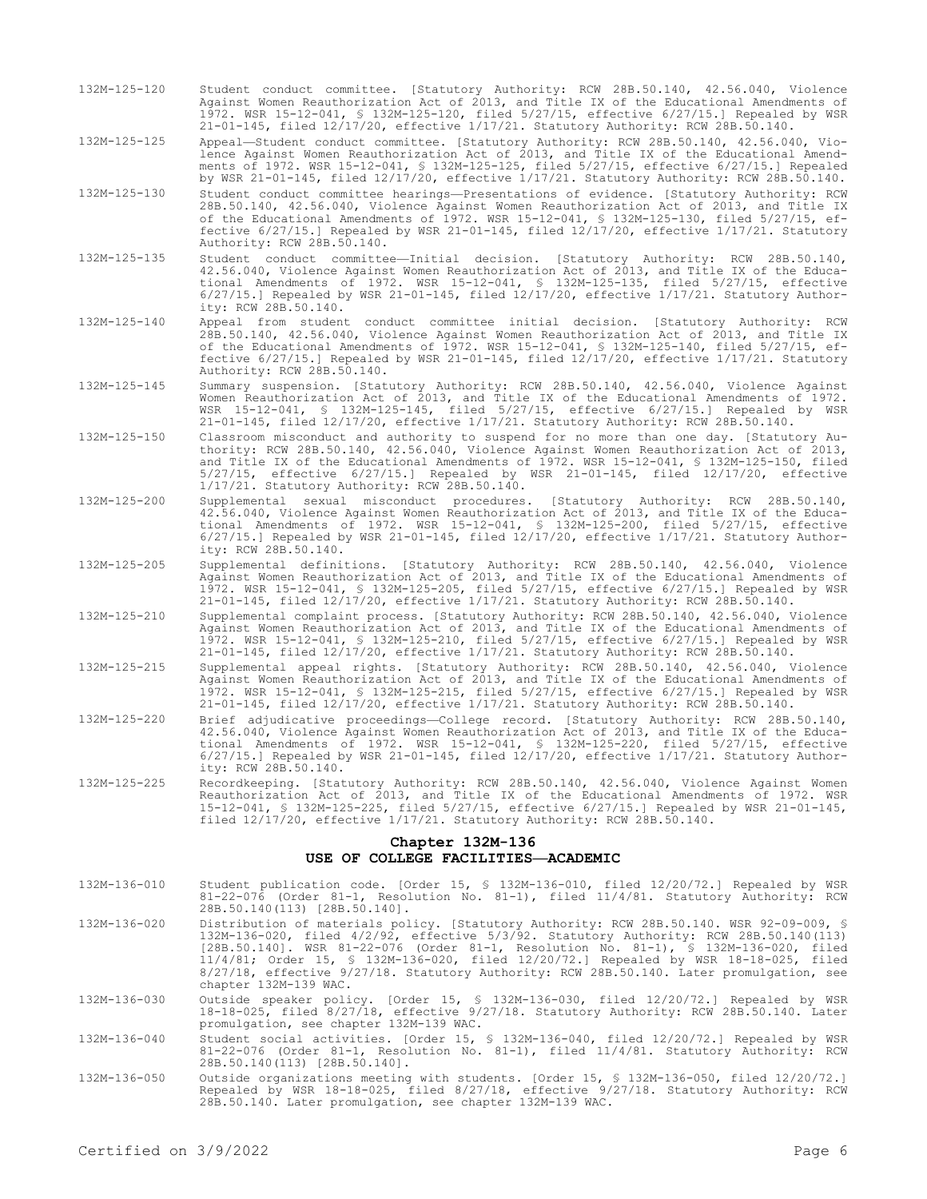132M-125-120 Student conduct committee. [Statutory Authority: RCW 28B.50.140, 42.56.040, Violence Against Women Reauthorization Act of 2013, and Title IX of the Educational Amendments of 1972. WSR 15-12-041, § 132M-125-120, filed 5/27/15, effective 6/27/15.] Repealed by WSR 21-01-145, filed 12/17/20, effective 1/17/21. Statutory Authority: RCW 28B.50.140.

132M-125-125 Appeal—Student conduct committee. [Statutory Authority: RCW 28B.50.140, 42.56.040, Violence Against Women Reauthorization Act of 2013, and Title IX of the Educational Amendments of 1972. WSR 15-12-041, § 132M-125-125, filed 5/27/15, effective 6/27/15.] Repealed by WSR 21-01-145, filed 12/17/20, effective 1/17/21. Statutory Authority: RCW 28B.50.140.

132M-125-130 Student conduct committee hearings—Presentations of evidence. [Statutory Authority: RCW 28B.50.140, 42.56.040, Violence Against Women Reauthorization Act of 2013, and Title IX of the Educational Amendments of 1972. WSR 15-12-041, § 132M-125-130, filed 5/27/15, effective 6/27/15.] Repealed by WSR 21-01-145, filed 12/17/20, effective 1/17/21. Statutory Authority: RCW 28B.50.140.

132M-125-135 Student conduct committee—Initial decision. [Statutory Authority: RCW 28B.50.140, 42.56.040, Violence Against Women Reauthorization Act of 2013, and Title IX of the Educational Amendments of 1972. WSR 15-12-041, § 132M-125-135, filed 5/27/15, effective 6/27/15.] Repealed by WSR 21-01-145, filed 12/17/20, effective 1/17/21. Statutory Authority: RCW 28B.50.140.

132M-125-140 Appeal from student conduct committee initial decision. [Statutory Authority: RCW 28B.50.140, 42.56.040, Violence Against Women Reauthorization Act of 2013, and Title IX of the Educational Amendments of 1972. WSR 15-12-041, § 132M-125-140, filed 5/27/15, effective 6/27/15.] Repealed by WSR 21-01-145, filed 12/17/20, effective 1/17/21. Statutory Authority: RCW 28B.50.140.

132M-125-145 Summary suspension. [Statutory Authority: RCW 28B.50.140, 42.56.040, Violence Against Women Reauthorization Act of 2013, and Title IX of the Educational Amendments of 1972. WSR 15-12-041, § 132M-125-145, filed 5/27/15, effective 6/27/15.] Repealed by WSR 21-01-145, filed 12/17/20, effective 1/17/21. Statutory Authority: RCW 28B.50.140.

132M-125-150 Classroom misconduct and authority to suspend for no more than one day. [Statutory Authority: RCW 28B.50.140, 42.56.040, Violence Against Women Reauthorization Act of 2013, and Title IX of the Educational Amendments of 1972. WSR 15-12-041, § 132M-125-150, filed 5/27/15, effective 6/27/15.] Repealed by WSR 21-01-145, filed 12/17/20, effective 1/17/21. Statutory Authority: RCW 28B.50.140.

132M-125-200 Supplemental sexual misconduct procedures. [Statutory Authority: RCW 28B.50.140, 42.56.040, Violence Against Women Reauthorization Act of 2013, and Title IX of the Educational Amendments of 1972. WSR 15-12-041, § 132M-125-200, filed 5/27/15, effective 6/27/15.] Repealed by WSR 21-01-145, filed 12/17/20, effective 1/17/21. Statutory Authority: RCW 28B.50.140.

132M-125-205 Supplemental definitions. [Statutory Authority: RCW 28B.50.140, 42.56.040, Violence Against Women Reauthorization Act of 2013, and Title IX of the Educational Amendments of 1972. WSR 15-12-041, § 132M-125-205, filed 5/27/15, effective 6/27/15.] Repealed by WSR 21-01-145, filed 12/17/20, effective 1/17/21. Statutory Authority: RCW 28B.50.140.

132M-125-210 Supplemental complaint process. [Statutory Authority: RCW 28B.50.140, 42.56.040, Violence Against Women Reauthorization Act of 2013, and Title IX of the Educational Amendments of 1972. WSR 15-12-041, § 132M-125-210, filed 5/27/15, effective 6/27/15.] Repealed by WSR 21-01-145, filed 12/17/20, effective 1/17/21. Statutory Authority: RCW 28B.50.140.

132M-125-215 Supplemental appeal rights. [Statutory Authority: RCW 28B.50.140, 42.56.040, Violence Against Women Reauthorization Act of 2013, and Title IX of the Educational Amendments of 1972. WSR 15-12-041, § 132M-125-215, filed 5/27/15, effective 6/27/15.] Repealed by WSR 21-01-145, filed 12/17/20, effective 1/17/21. Statutory Authority: RCW 28B.50.140.

132M-125-220 Brief adjudicative proceedings—College record. [Statutory Authority: RCW 28B.50.140, 42.56.040, Violence Against Women Reauthorization Act of 2013, and Title IX of the Educational Amendments of 1972. WSR 15-12-041, § 132M-125-220, filed 5/27/15, effective 6/27/15.] Repealed by WSR 21-01-145, filed 12/17/20, effective 1/17/21. Statutory Authority: RCW 28B.50.140.

132M-125-225 Recordkeeping. [Statutory Authority: RCW 28B.50.140, 42.56.040, Violence Against Women Reauthorization Act of 2013, and Title IX of the Educational Amendments of 1972. WSR 15-12-041, § 132M-125-225, filed 5/27/15, effective 6/27/15.] Repealed by WSR 21-01-145, filed 12/17/20, effective 1/17/21. Statutory Authority: RCW 28B.50.140.

## Chapter 132M-136
## USE OF COLLEGE FACILITIES—ACADEMIC

132M-136-010 Student publication code. [Order 15, § 132M-136-010, filed 12/20/72.] Repealed by WSR 81-22-076 (Order 81-1, Resolution No. 81-1), filed 11/4/81. Statutory Authority: RCW 28B.50.140(113) [28B.50.140].

132M-136-020 Distribution of materials policy. [Statutory Authority: RCW 28B.50.140. WSR 92-09-009, § 132M-136-020, filed 4/2/92, effective 5/3/92. Statutory Authority: RCW 28B.50.140(113) [28B.50.140]. WSR 81-22-076 (Order 81-1, Resolution No. 81-1), § 132M-136-020, filed 11/4/81; Order 15, § 132M-136-020, filed 12/20/72.] Repealed by WSR 18-18-025, filed 8/27/18, effective 9/27/18. Statutory Authority: RCW 28B.50.140. Later promulgation, see chapter 132M-139 WAC.

132M-136-030 Outside speaker policy. [Order 15, § 132M-136-030, filed 12/20/72.] Repealed by WSR 18-18-025, filed 8/27/18, effective 9/27/18. Statutory Authority: RCW 28B.50.140. Later promulgation, see chapter 132M-139 WAC.

132M-136-040 Student social activities. [Order 15, § 132M-136-040, filed 12/20/72.] Repealed by WSR 81-22-076 (Order 81-1, Resolution No. 81-1), filed 11/4/81. Statutory Authority: RCW 28B.50.140(113) [28B.50.140].

132M-136-050 Outside organizations meeting with students. [Order 15, § 132M-136-050, filed 12/20/72.] Repealed by WSR 18-18-025, filed 8/27/18, effective 9/27/18. Statutory Authority: RCW 28B.50.140. Later promulgation, see chapter 132M-139 WAC.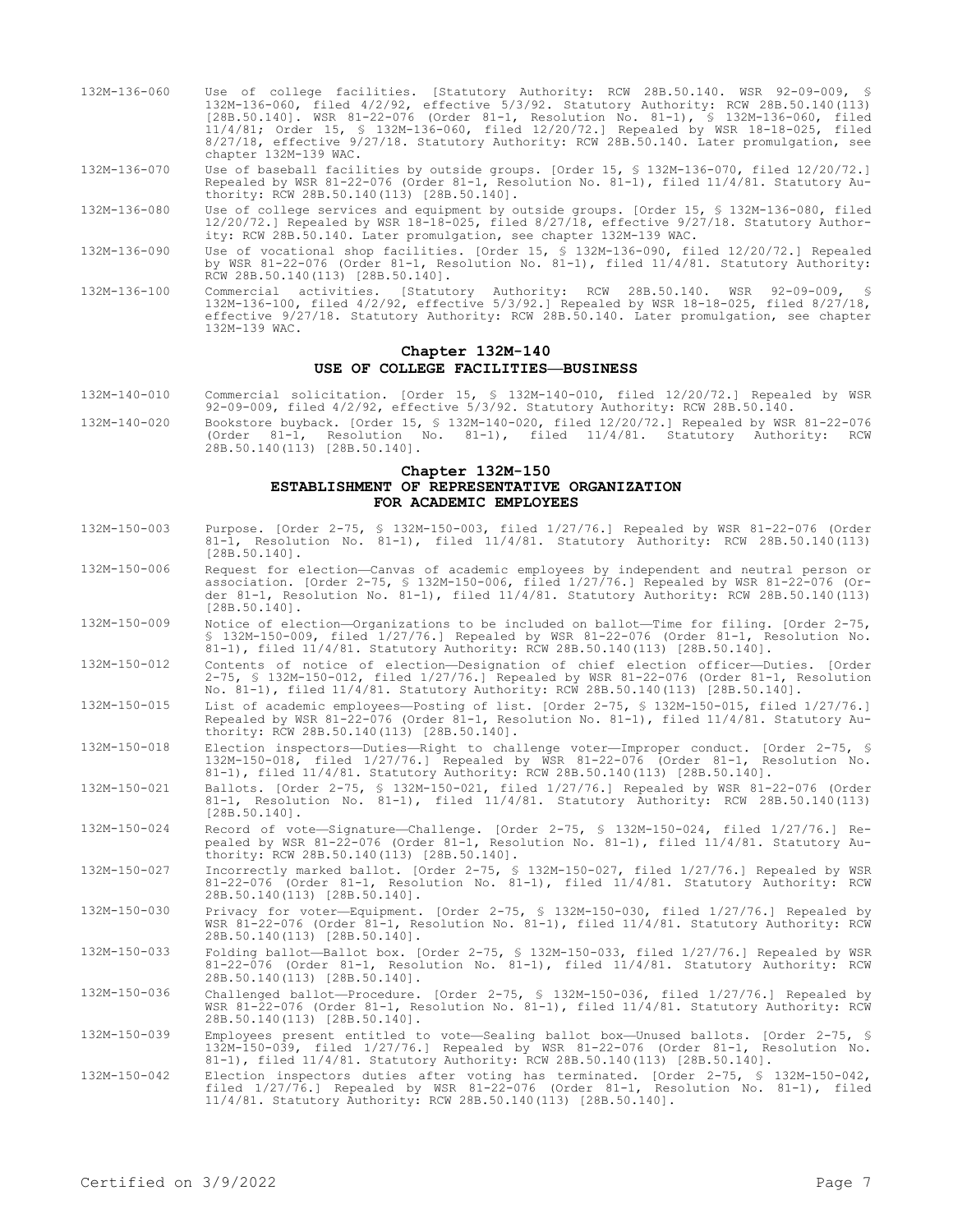132M-136-060 Use of college facilities. [Statutory Authority: RCW 28B.50.140. WSR 92-09-009, § 132M-136-060, filed 4/2/92, effective 5/3/92. Statutory Authority: RCW 28B.50.140(113) [28B.50.140]. WSR 81-22-076 (Order 81-1, Resolution No. 81-1), § 132M-136-060, filed 11/4/81; Order 15, § 132M-136-060, filed 12/20/72.] Repealed by WSR 18-18-025, filed 8/27/18, effective 9/27/18. Statutory Authority: RCW 28B.50.140. Later promulgation, see chapter 132M-139 WAC.

132M-136-070 Use of baseball facilities by outside groups. [Order 15, § 132M-136-070, filed 12/20/72.] Repealed by WSR 81-22-076 (Order 81-1, Resolution No. 81-1), filed 11/4/81. Statutory Authority: RCW 28B.50.140(113) [28B.50.140].

132M-136-080 Use of college services and equipment by outside groups. [Order 15, § 132M-136-080, filed 12/20/72.] Repealed by WSR 18-18-025, filed 8/27/18, effective 9/27/18. Statutory Authority: RCW 28B.50.140. Later promulgation, see chapter 132M-139 WAC.

132M-136-090 Use of vocational shop facilities. [Order 15, § 132M-136-090, filed 12/20/72.] Repealed by WSR 81-22-076 (Order 81-1, Resolution No. 81-1), filed 11/4/81. Statutory Authority: RCW 28B.50.140(113) [28B.50.140].

132M-136-100 Commercial activities. [Statutory Authority: RCW 28B.50.140. WSR 92-09-009, § 132M-136-100, filed 4/2/92, effective 5/3/92.] Repealed by WSR 18-18-025, filed 8/27/18, effective 9/27/18. Statutory Authority: RCW 28B.50.140. Later promulgation, see chapter 132M-139 WAC.

## Chapter 132M-140
## USE OF COLLEGE FACILITIES—BUSINESS

132M-140-010 Commercial solicitation. [Order 15, § 132M-140-010, filed 12/20/72.] Repealed by WSR 92-09-009, filed 4/2/92, effective 5/3/92. Statutory Authority: RCW 28B.50.140.

132M-140-020 Bookstore buyback. [Order 15, § 132M-140-020, filed 12/20/72.] Repealed by WSR 81-22-076 (Order 81-1, Resolution No. 81-1), filed 11/4/81. Statutory Authority: RCW 28B.50.140(113) [28B.50.140].

## Chapter 132M-150
## ESTABLISHMENT OF REPRESENTATIVE ORGANIZATION FOR ACADEMIC EMPLOYEES

132M-150-003 Purpose. [Order 2-75, § 132M-150-003, filed 1/27/76.] Repealed by WSR 81-22-076 (Order 81-1, Resolution No. 81-1), filed 11/4/81. Statutory Authority: RCW 28B.50.140(113) [28B.50.140].

132M-150-006 Request for election—Canvas of academic employees by independent and neutral person or association. [Order 2-75, § 132M-150-006, filed 1/27/76.] Repealed by WSR 81-22-076 (Order 81-1, Resolution No. 81-1), filed 11/4/81. Statutory Authority: RCW 28B.50.140(113) [28B.50.140].

132M-150-009 Notice of election—Organizations to be included on ballot—Time for filing. [Order 2-75, § 132M-150-009, filed 1/27/76.] Repealed by WSR 81-22-076 (Order 81-1, Resolution No. 81-1), filed 11/4/81. Statutory Authority: RCW 28B.50.140(113) [28B.50.140].

132M-150-012 Contents of notice of election—Designation of chief election officer—Duties. [Order 2-75, § 132M-150-012, filed 1/27/76.] Repealed by WSR 81-22-076 (Order 81-1, Resolution No. 81-1), filed 11/4/81. Statutory Authority: RCW 28B.50.140(113) [28B.50.140].

132M-150-015 List of academic employees—Posting of list. [Order 2-75, § 132M-150-015, filed 1/27/76.] Repealed by WSR 81-22-076 (Order 81-1, Resolution No. 81-1), filed 11/4/81. Statutory Authority: RCW 28B.50.140(113) [28B.50.140].

132M-150-018 Election inspectors—Duties—Right to challenge voter—Improper conduct. [Order 2-75, § 132M-150-018, filed 1/27/76.] Repealed by WSR 81-22-076 (Order 81-1, Resolution No. 81-1), filed 11/4/81. Statutory Authority: RCW 28B.50.140(113) [28B.50.140].

132M-150-021 Ballots. [Order 2-75, § 132M-150-021, filed 1/27/76.] Repealed by WSR 81-22-076 (Order 81-1, Resolution No. 81-1), filed 11/4/81. Statutory Authority: RCW 28B.50.140(113) [28B.50.140].

132M-150-024 Record of vote—Signature—Challenge. [Order 2-75, § 132M-150-024, filed 1/27/76.] Repealed by WSR 81-22-076 (Order 81-1, Resolution No. 81-1), filed 11/4/81. Statutory Authority: RCW 28B.50.140(113) [28B.50.140].

132M-150-027 Incorrectly marked ballot. [Order 2-75, § 132M-150-027, filed 1/27/76.] Repealed by WSR 81-22-076 (Order 81-1, Resolution No. 81-1), filed 11/4/81. Statutory Authority: RCW 28B.50.140(113) [28B.50.140].

132M-150-030 Privacy for voter—Equipment. [Order 2-75, § 132M-150-030, filed 1/27/76.] Repealed by WSR 81-22-076 (Order 81-1, Resolution No. 81-1), filed 11/4/81. Statutory Authority: RCW 28B.50.140(113) [28B.50.140].

132M-150-033 Folding ballot—Ballot box. [Order 2-75, § 132M-150-033, filed 1/27/76.] Repealed by WSR 81-22-076 (Order 81-1, Resolution No. 81-1), filed 11/4/81. Statutory Authority: RCW 28B.50.140(113) [28B.50.140].

132M-150-036 Challenged ballot—Procedure. [Order 2-75, § 132M-150-036, filed 1/27/76.] Repealed by WSR 81-22-076 (Order 81-1, Resolution No. 81-1), filed 11/4/81. Statutory Authority: RCW 28B.50.140(113) [28B.50.140].

132M-150-039 Employees present entitled to vote—Sealing ballot box—Unused ballots. [Order 2-75, § 132M-150-039, filed 1/27/76.] Repealed by WSR 81-22-076 (Order 81-1, Resolution No. 81-1), filed 11/4/81. Statutory Authority: RCW 28B.50.140(113) [28B.50.140].

132M-150-042 Election inspectors duties after voting has terminated. [Order 2-75, § 132M-150-042, filed 1/27/76.] Repealed by WSR 81-22-076 (Order 81-1, Resolution No. 81-1), filed 11/4/81. Statutory Authority: RCW 28B.50.140(113) [28B.50.140].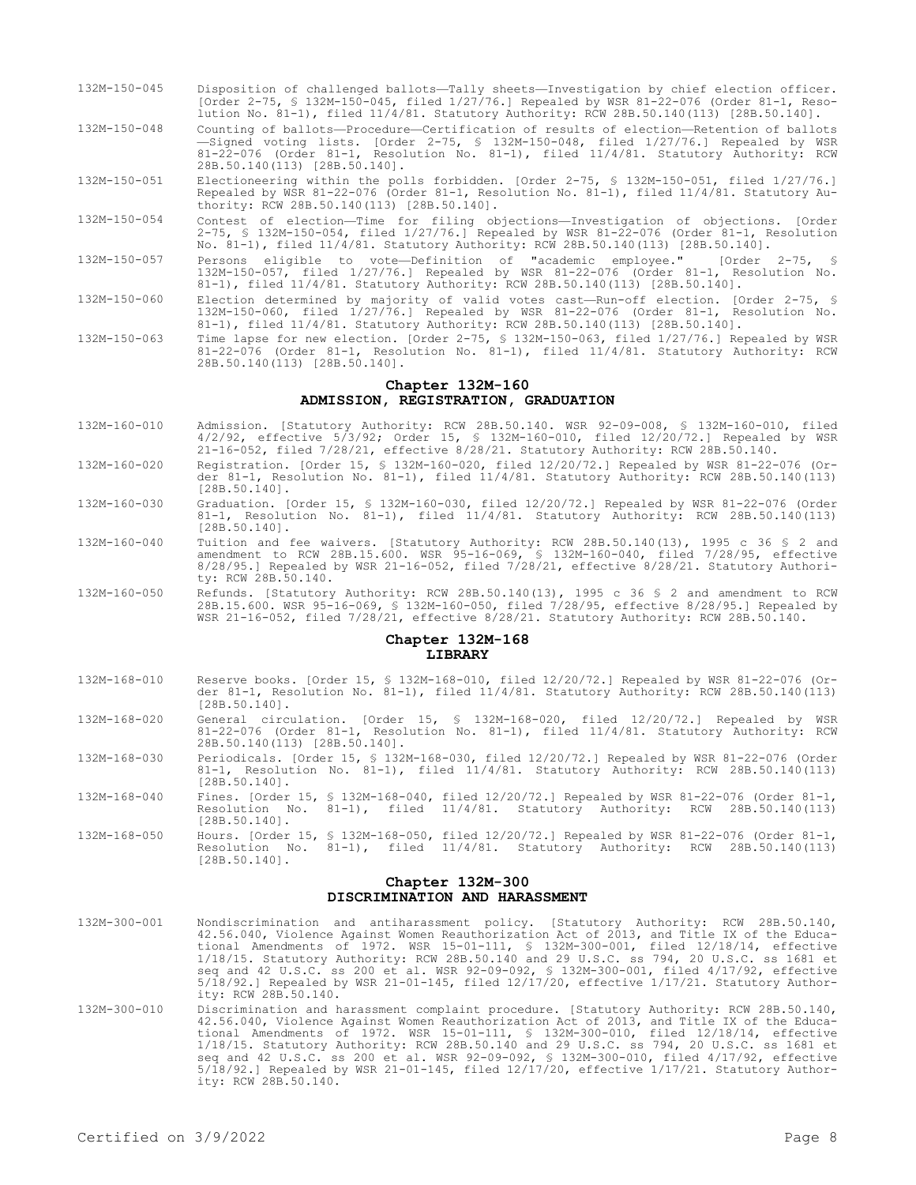132M-150-045 Disposition of challenged ballots—Tally sheets—Investigation by chief election officer. [Order 2-75, § 132M-150-045, filed 1/27/76.] Repealed by WSR 81-22-076 (Order 81-1, Resolution No. 81-1), filed 11/4/81. Statutory Authority: RCW 28B.50.140(113) [28B.50.140].

132M-150-048 Counting of ballots—Procedure—Certification of results of election—Retention of ballots—Signed voting lists. [Order 2-75, § 132M-150-048, filed 1/27/76.] Repealed by WSR 81-22-076 (Order 81-1, Resolution No. 81-1), filed 11/4/81. Statutory Authority: RCW 28B.50.140(113) [28B.50.140].

132M-150-051 Electioneering within the polls forbidden. [Order 2-75, § 132M-150-051, filed 1/27/76.] Repealed by WSR 81-22-076 (Order 81-1, Resolution No. 81-1), filed 11/4/81. Statutory Authority: RCW 28B.50.140(113) [28B.50.140].

132M-150-054 Contest of election—Time for filing objections—Investigation of objections. [Order 2-75, § 132M-150-054, filed 1/27/76.] Repealed by WSR 81-22-076 (Order 81-1, Resolution No. 81-1), filed 11/4/81. Statutory Authority: RCW 28B.50.140(113) [28B.50.140].

132M-150-057 Persons eligible to vote—Definition of "academic employee." [Order 2-75, § 132M-150-057, filed 1/27/76.] Repealed by WSR 81-22-076 (Order 81-1, Resolution No. 81-1), filed 11/4/81. Statutory Authority: RCW 28B.50.140(113) [28B.50.140].

132M-150-060 Election determined by majority of valid votes cast—Run-off election. [Order 2-75, § 132M-150-060, filed 1/27/76.] Repealed by WSR 81-22-076 (Order 81-1, Resolution No. 81-1), filed 11/4/81. Statutory Authority: RCW 28B.50.140(113) [28B.50.140].

132M-150-063 Time lapse for new election. [Order 2-75, § 132M-150-063, filed 1/27/76.] Repealed by WSR 81-22-076 (Order 81-1, Resolution No. 81-1), filed 11/4/81. Statutory Authority: RCW 28B.50.140(113) [28B.50.140].

## Chapter 132M-160
## ADMISSION, REGISTRATION, GRADUATION

132M-160-010 Admission. [Statutory Authority: RCW 28B.50.140. WSR 92-09-008, § 132M-160-010, filed 4/2/92, effective 5/3/92; Order 15, § 132M-160-010, filed 12/20/72.] Repealed by WSR 21-16-052, filed 7/28/21, effective 8/28/21. Statutory Authority: RCW 28B.50.140.

132M-160-020 Registration. [Order 15, § 132M-160-020, filed 12/20/72.] Repealed by WSR 81-22-076 (Order 81-1, Resolution No. 81-1), filed 11/4/81. Statutory Authority: RCW 28B.50.140(113) [28B.50.140].

132M-160-030 Graduation. [Order 15, § 132M-160-030, filed 12/20/72.] Repealed by WSR 81-22-076 (Order 81-1, Resolution No. 81-1), filed 11/4/81. Statutory Authority: RCW 28B.50.140(113) [28B.50.140].

132M-160-040 Tuition and fee waivers. [Statutory Authority: RCW 28B.50.140(13), 1995 c 36 § 2 and amendment to RCW 28B.15.600. WSR 95-16-069, § 132M-160-040, filed 7/28/95, effective 8/28/95.] Repealed by WSR 21-16-052, filed 7/28/21, effective 8/28/21. Statutory Authority: RCW 28B.50.140.

132M-160-050 Refunds. [Statutory Authority: RCW 28B.50.140(13), 1995 c 36 § 2 and amendment to RCW 28B.15.600. WSR 95-16-069, § 132M-160-050, filed 7/28/95, effective 8/28/95.] Repealed by WSR 21-16-052, filed 7/28/21, effective 8/28/21. Statutory Authority: RCW 28B.50.140.

## Chapter 132M-168
## LIBRARY

132M-168-010 Reserve books. [Order 15, § 132M-168-010, filed 12/20/72.] Repealed by WSR 81-22-076 (Order 81-1, Resolution No. 81-1), filed 11/4/81. Statutory Authority: RCW 28B.50.140(113) [28B.50.140].

132M-168-020 General circulation. [Order 15, § 132M-168-020, filed 12/20/72.] Repealed by WSR 81-22-076 (Order 81-1, Resolution No. 81-1), filed 11/4/81. Statutory Authority: RCW 28B.50.140(113) [28B.50.140].

132M-168-030 Periodicals. [Order 15, § 132M-168-030, filed 12/20/72.] Repealed by WSR 81-22-076 (Order 81-1, Resolution No. 81-1), filed 11/4/81. Statutory Authority: RCW 28B.50.140(113) [28B.50.140].

132M-168-040 Fines. [Order 15, § 132M-168-040, filed 12/20/72.] Repealed by WSR 81-22-076 (Order 81-1, Resolution No. 81-1), filed 11/4/81. Statutory Authority: RCW 28B.50.140(113) [28B.50.140].

132M-168-050 Hours. [Order 15, § 132M-168-050, filed 12/20/72.] Repealed by WSR 81-22-076 (Order 81-1, Resolution No. 81-1), filed 11/4/81. Statutory Authority: RCW 28B.50.140(113) [28B.50.140].

## Chapter 132M-300
## DISCRIMINATION AND HARASSMENT

132M-300-001 Nondiscrimination and antiharassment policy. [Statutory Authority: RCW 28B.50.140, 42.56.040, Violence Against Women Reauthorization Act of 2013, and Title IX of the Educational Amendments of 1972. WSR 15-01-111, § 132M-300-001, filed 12/18/14, effective 1/18/15. Statutory Authority: RCW 28B.50.140 and 29 U.S.C. ss 794, 20 U.S.C. ss 1681 et seq and 42 U.S.C. ss 200 et al. WSR 92-09-092, § 132M-300-001, filed 4/17/92, effective 5/18/92.] Repealed by WSR 21-01-145, filed 12/17/20, effective 1/17/21. Statutory Authority: RCW 28B.50.140.

132M-300-010 Discrimination and harassment complaint procedure. [Statutory Authority: RCW 28B.50.140, 42.56.040, Violence Against Women Reauthorization Act of 2013, and Title IX of the Educational Amendments of 1972. WSR 15-01-111, § 132M-300-010, filed 12/18/14, effective 1/18/15. Statutory Authority: RCW 28B.50.140 and 29 U.S.C. ss 794, 20 U.S.C. ss 1681 et seq and 42 U.S.C. ss 200 et al. WSR 92-09-092, § 132M-300-010, filed 4/17/92, effective 5/18/92.] Repealed by WSR 21-01-145, filed 12/17/20, effective 1/17/21. Statutory Authority: RCW 28B.50.140.